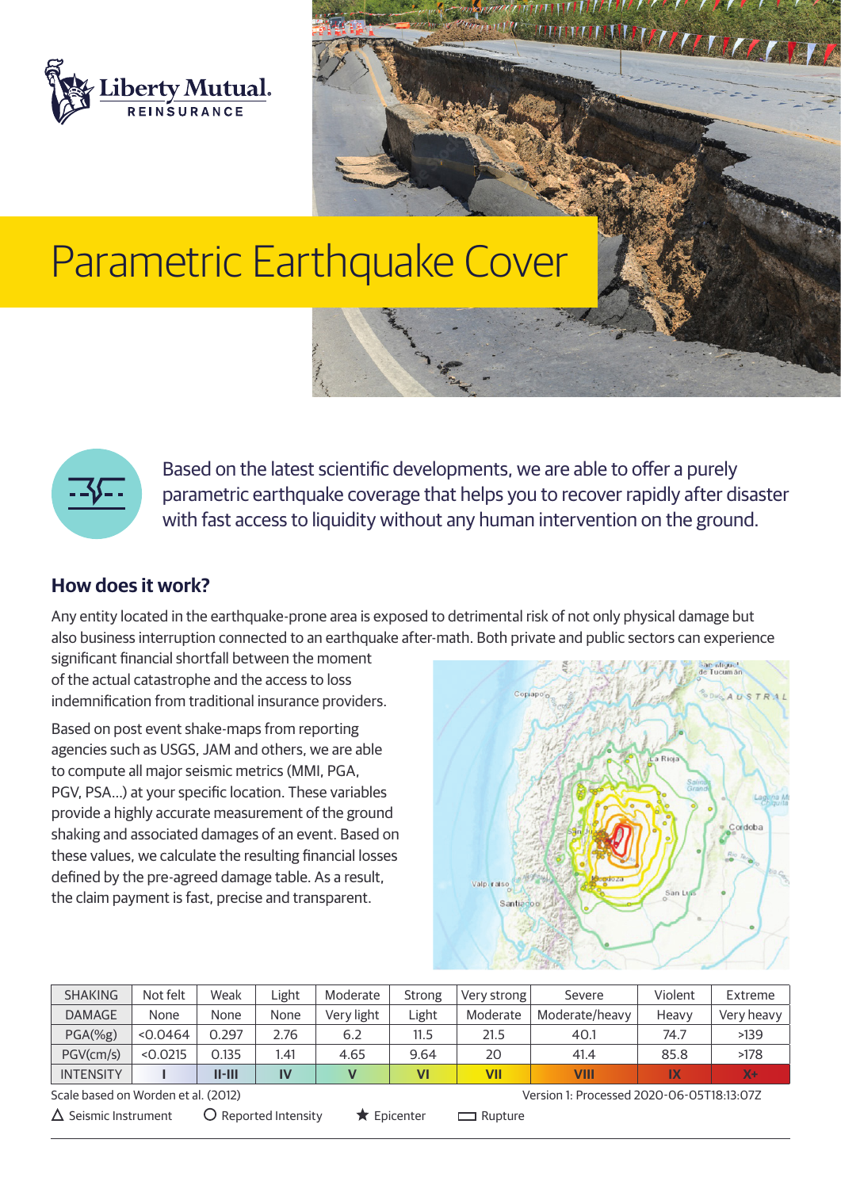Liberty Mutual. REINSURANCE

# Parametric Earthquake Cover

Based on the latest scientific developments, we are able to offer a purely parametric earthquake coverage that helps you to recover rapidly after disaster with fast access to liquidity without any human intervention on the ground.

## How does it work?

Any entity located in the earthquake-prone area is exposed to detrimental risk of not only physical damage but also business interruption connected to an earthquake after-math. Both private and public sectors can experience significant financial shortfall between the moment of the actual catastrophe and the access to loss indemnification from traditional insurance providers.

Based on post event shake-maps from reporting agencies such as USGS, JAM and others, we are able to compute all major seismic metrics (MMI, PGA, PGV, PSA...) at your specific location. These variables provide a highly accurate measurement of the ground shaking and associated damages of an event. Based on these values, we calculate the resulting financial losses defined by the pre-agreed damage table. As a result, the claim payment is fast, precise and transparent.

| SHAKING | Not felt | Weak | Light | Moderate | Strong | Very strong | Severe | Violent | Extreme |
|---|---|---|---|---|---|---|---|---|---|
| DAMAGE | None | None | None | Very light | Light | Moderate | Moderate/heavy | Heavy | Very heavy |
| PGA(%g) | <0.0464 | 0.297 | 2.76 | 6.2 | 11.5 | 21.5 | 40.1 | 74.7 | >139 |
| PGV(cm/s) | <0.0215 | 0.135 | 1.41 | 4.65 | 9.64 | 20 | 41.4 | 85.8 | >178 |
| INTENSITY | I | II-III | IV | V | VI | VII | VIII | IX | X+ |

Scale based on Worden et al. (2012)

Version 1: Processed 2020-06-05T18:13:07Z

△ Seismic Instrument ○ Reported Intensity ★ Epicenter ▭ Rupture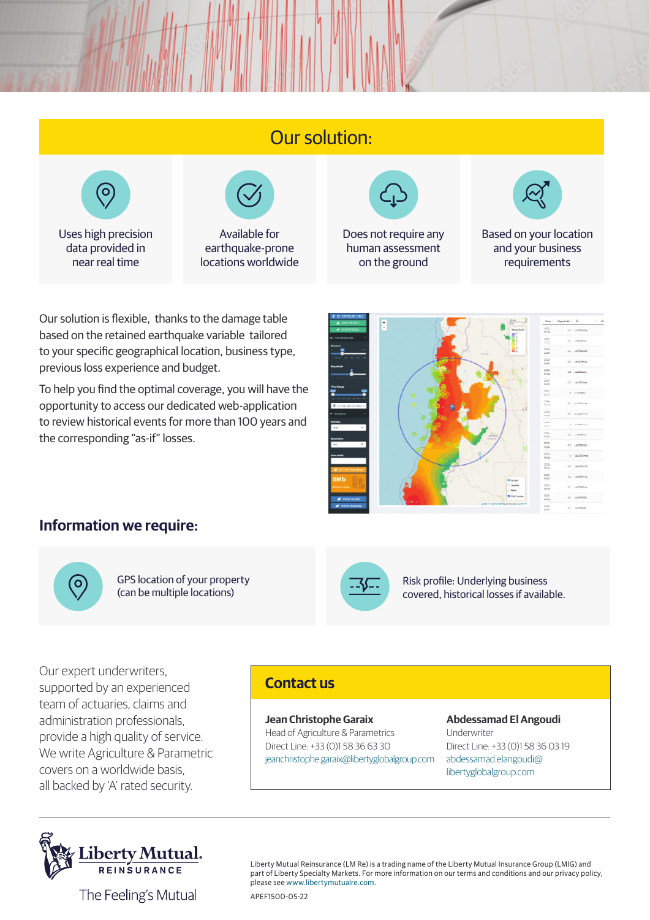## Our solution:

Uses high precision data provided in near real time

Available for earthquake-prone locations worldwide

Does not require any human assessment on the ground

Based on your location and your business requirements

Our solution is flexible, thanks to the damage table based on the retained earthquake variable tailored to your specific geographical location, business type, previous loss experience and budget.

To help you find the optimal coverage, you will have the opportunity to access our dedicated web-application to review historical events for more than 100 years and the corresponding “as-if” losses.

## Information we require:

GPS location of your property (can be multiple locations)

Risk profile: Underlying business covered, historical losses if available.

Our expert underwriters, supported by an experienced team of actuaries, claims and administration professionals, provide a high quality of service. We write Agriculture & Parametric covers on a worldwide basis, all backed by ‘A’ rated security.

## Contact us

**Jean Christophe Garaix**
Head of Agriculture & Parametrics
Direct Line: +33 (0)1 58 36 63 30
jeanchristophe.garaix@libertyglobalgroup.com

**Abdessamad El Angoudi**
Underwriter
Direct Line: +33 (0)1 58 36 03 19
abdessamad.elangoudi@libertyglobalgroup.com

Liberty Mutual. REINSURANCE

The Feeling’s Mutual

Liberty Mutual Reinsurance (LM Re) is a trading name of the Liberty Mutual Insurance Group (LMIG) and part of Liberty Specialty Markets. For more information on our terms and conditions and our privacy policy, please see www.libertymutualre.com.

APEF1500-05-22